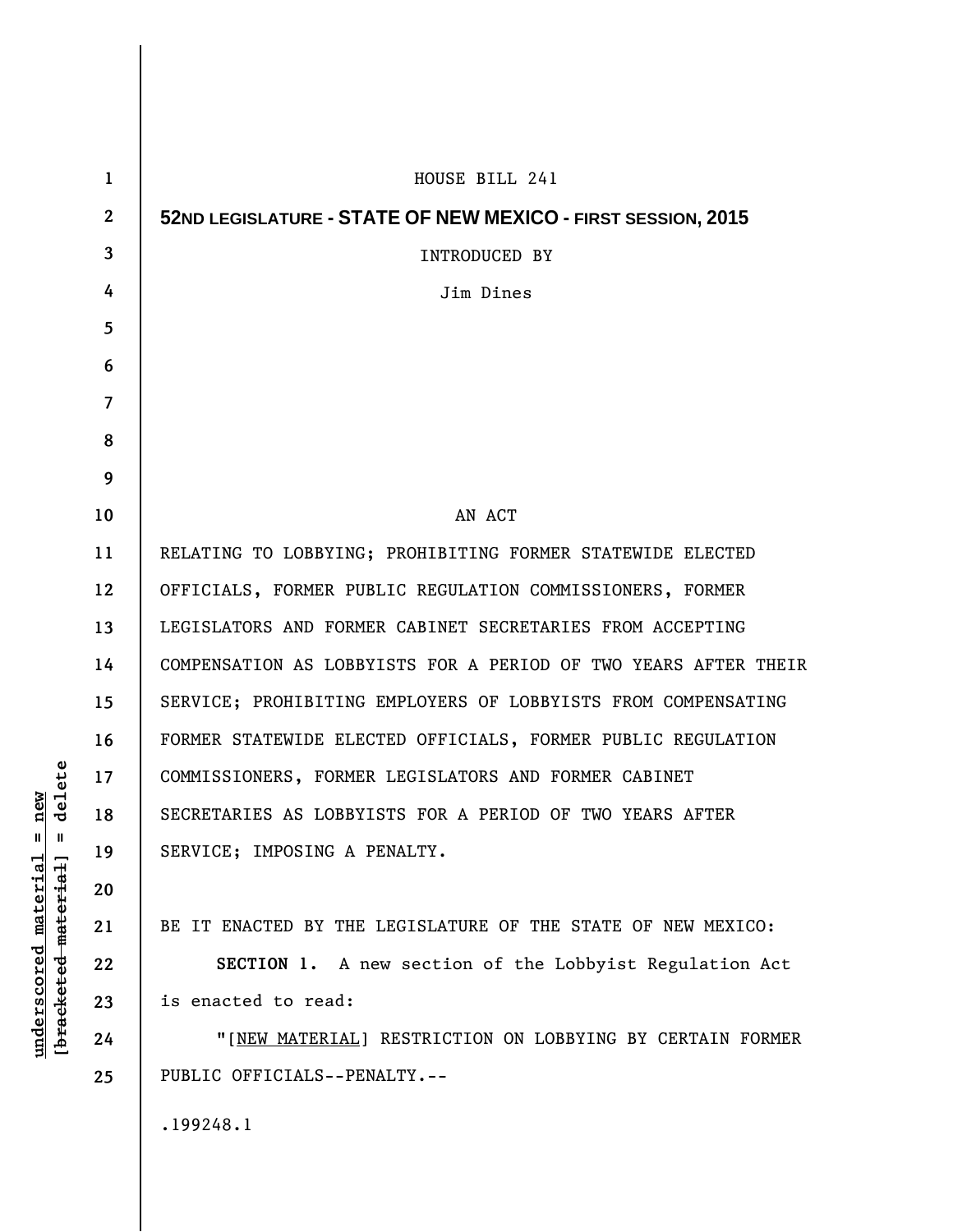HOUSE BILL 241

**52ND LEGISLATURE - STATE OF NEW MEXICO - FIRST SESSION, 2015**

INTRODUCED BY

Jim Dines

AN ACT

RELATING TO LOBBYING; PROHIBITING FORMER STATEWIDE ELECTED OFFICIALS, FORMER PUBLIC REGULATION COMMISSIONERS, FORMER LEGISLATORS AND FORMER CABINET SECRETARIES FROM ACCEPTING COMPENSATION AS LOBBYISTS FOR A PERIOD OF TWO YEARS AFTER THEIR SERVICE; PROHIBITING EMPLOYERS OF LOBBYISTS FROM COMPENSATING FORMER STATEWIDE ELECTED OFFICIALS, FORMER PUBLIC REGULATION COMMISSIONERS, FORMER LEGISLATORS AND FORMER CABINET SECRETARIES AS LOBBYISTS FOR A PERIOD OF TWO YEARS AFTER SERVICE; IMPOSING A PENALTY.

BE IT ENACTED BY THE LEGISLATURE OF THE STATE OF NEW MEXICO:

**SECTION 1.** A new section of the Lobbyist Regulation Act is enacted to read:

"[NEW MATERIAL] RESTRICTION ON LOBBYING BY CERTAIN FORMER PUBLIC OFFICIALS--PENALTY.--

.199248.1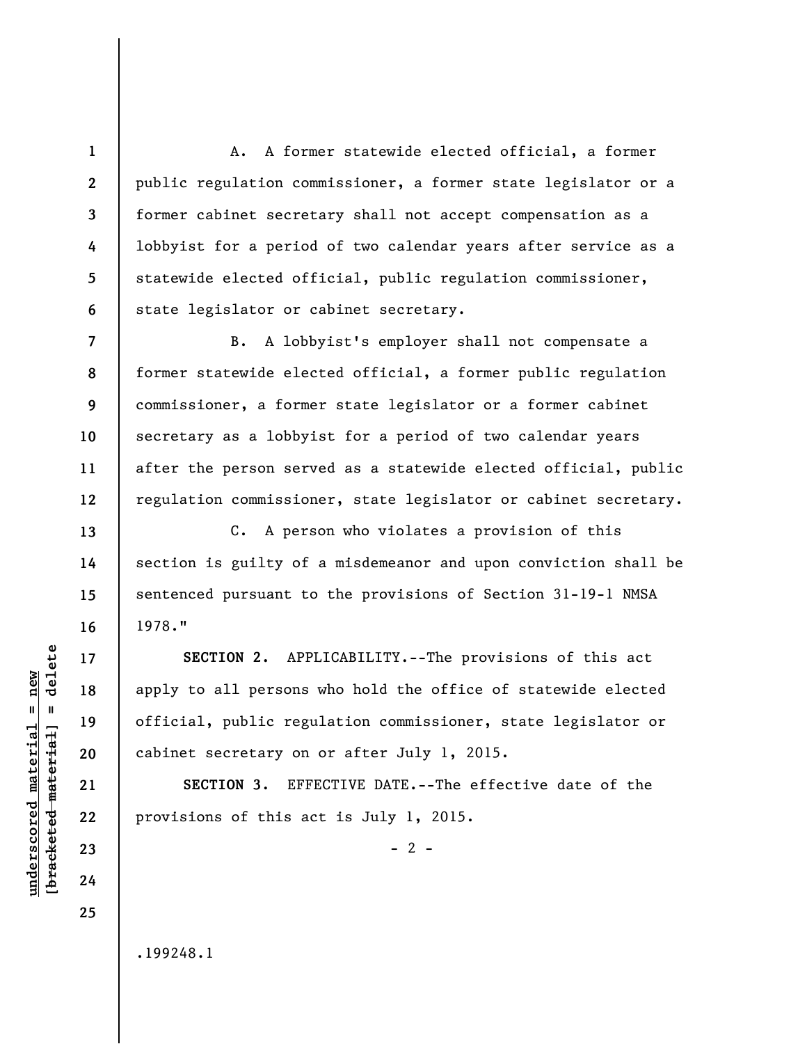A. A former statewide elected official, a former public regulation commissioner, a former state legislator or a former cabinet secretary shall not accept compensation as a lobbyist for a period of two calendar years after service as a statewide elected official, public regulation commissioner, state legislator or cabinet secretary.

B. A lobbyist's employer shall not compensate a former statewide elected official, a former public regulation commissioner, a former state legislator or a former cabinet secretary as a lobbyist for a period of two calendar years after the person served as a statewide elected official, public regulation commissioner, state legislator or cabinet secretary.

C. A person who violates a provision of this section is guilty of a misdemeanor and upon conviction shall be sentenced pursuant to the provisions of Section 31-19-1 NMSA 1978."

**SECTION 2.** APPLICABILITY.--The provisions of this act apply to all persons who hold the office of statewide elected official, public regulation commissioner, state legislator or cabinet secretary on or after July 1, 2015.

**SECTION 3.** EFFECTIVE DATE.--The effective date of the provisions of this act is July 1, 2015.

.199248.1